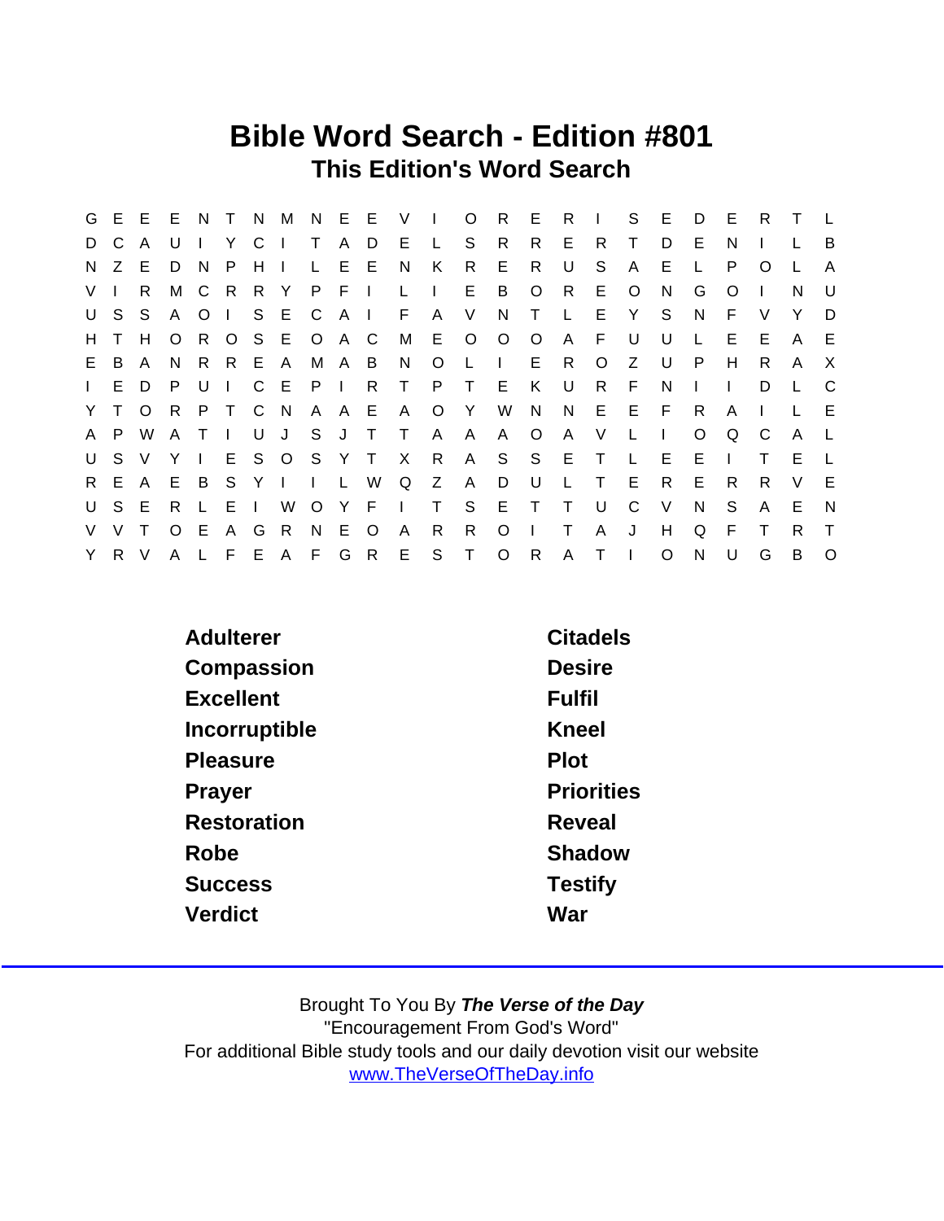# Bible Word Search - Edition #801

## This Edition's Word Search

```
G E E E N T N M N E E V I O R E R I S E D E R T L
D C A U I Y C I T A D E L S R R E R T D E N I L B
N Z E D N P H I L E E N K R E R U S A E L P O L A
V I R M C R R Y P F I L I E B O R E O N G O I N U
U S S A O I S E C A I F A V N T L E Y S N F V Y D
H T H O R O S E O A C M E O O O A F U U L E E A E
E B A N R R E A M A B N O L I E R O Z U P H R A X
I E D P U I C E P I R T P T E K U R F N I I D L C
Y T O R P T C N A A E A O Y W N N E E F R A I L E
A P W A T I U J S J T T A A A O A V L I O Q C A L
U S V Y I E S O S Y T X R A S S E T L E E I T E L
R E A E B S Y I I L W Q Z A D U L T E R E R R V E
U S E R L E I W O Y F I T S E T T U C V N S A E N
V V T O E A G R N E O A R R O I T A J H Q F T R T
Y R V A L F E A F G R E S T O R A T I O N U G B O
```

| | |
|---|---|
| Adulterer | Citadels |
| Compassion | Desire |
| Excellent | Fulfil |
| Incorruptible | Kneel |
| Pleasure | Plot |
| Prayer | Priorities |
| Restoration | Reveal |
| Robe | Shadow |
| Success | Testify |
| Verdict | War |

Brought To You By ***The Verse of the Day***
"Encouragement From God's Word"
For additional Bible study tools and our daily devotion visit our website
www.TheVerseOfTheDay.info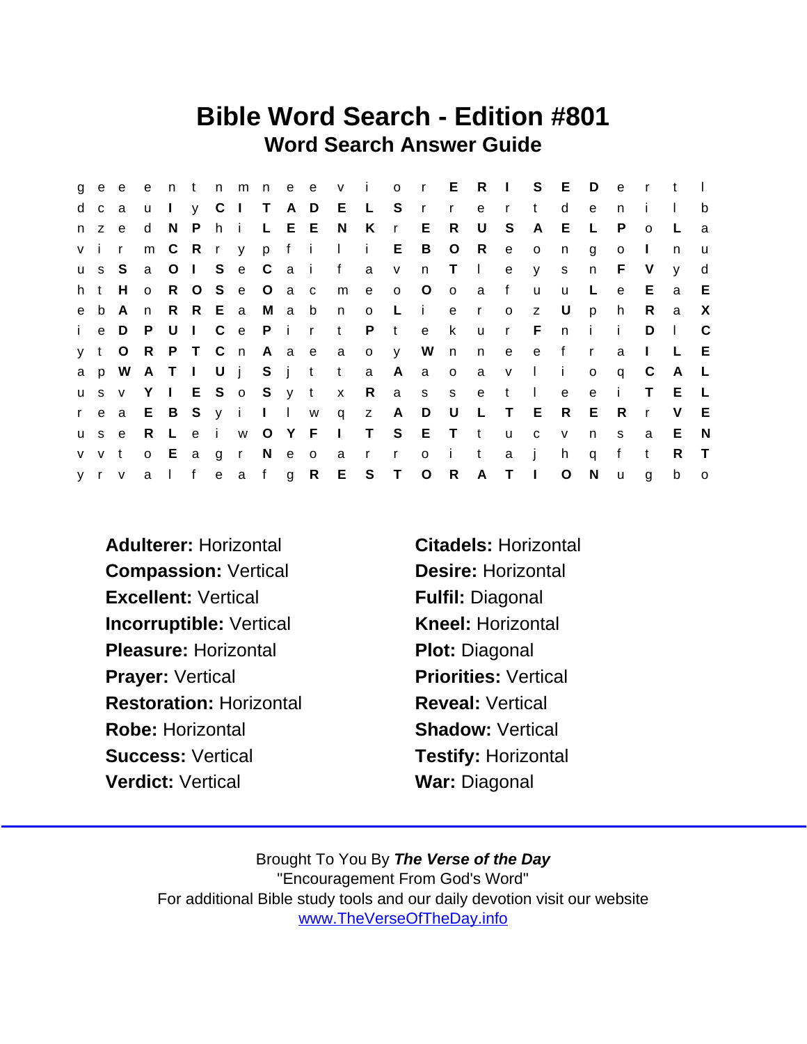# Bible Word Search - Edition #801

## Word Search Answer Guide

```
g e e e n t n m n e e v i o r E R I S E D e r t l
d c a u I y C I T A D E L S r r e r t d e n i l b
n z e d N P h i L E E N K r E R U S A E L P o L a
v i r m C R r y p f i l i E B O R e o n g o I n u
u s S a O I S e C a i f a v n T l e y s n F V y d
h t H o R O S e O a c m e o O o a f u u L e E a E
e b A n R R E a M a b n o L i e r o z U p h R a X
i e D P U I C e P i r t P t e k u r F n i i D l C
y t O R P T C n A a e a o y W n n e e f r a I L E
a p W A T I U j S j t t a A a o a v l i o q C A L
u s v Y I E S o S y t x R a s s e t l e e i T E L
r e a E B S y i I l w q z A D U L T E R E R r V E
u s e R L e i w O Y F I T S E T t u c v n s a E N
v v t o E a g r N e o a r r o i t a j h q f t R T
y r v a l f e a f g R E S T O R A T I O N u g b o
```

**Adulterer:** Horizontal

**Citadels:** Horizontal

**Compassion:** Vertical

**Desire:** Horizontal

**Excellent:** Vertical

**Fulfil:** Diagonal

**Incorruptible:** Vertical

**Kneel:** Horizontal

**Pleasure:** Horizontal

**Plot:** Diagonal

**Prayer:** Vertical

**Priorities:** Vertical

**Restoration:** Horizontal

**Reveal:** Vertical

**Robe:** Horizontal

**Shadow:** Vertical

**Success:** Vertical

**Testify:** Horizontal

**Verdict:** Vertical

**War:** Diagonal

Brought To You By ***The Verse of the Day***
"Encouragement From God's Word"
For additional Bible study tools and our daily devotion visit our website
www.TheVerseOfTheDay.info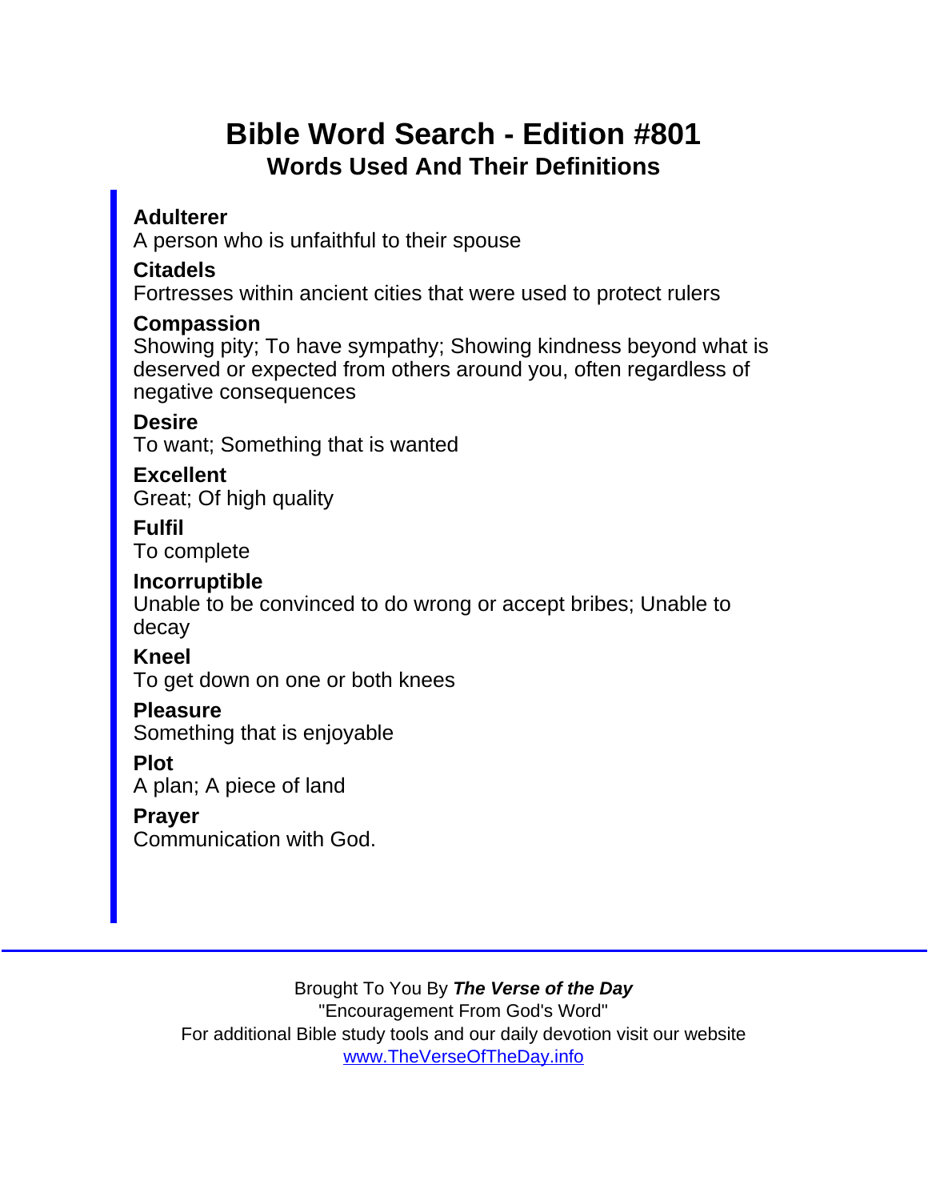# Bible Word Search - Edition #801

## Words Used And Their Definitions

**Adulterer**
A person who is unfaithful to their spouse

**Citadels**
Fortresses within ancient cities that were used to protect rulers

**Compassion**
Showing pity; To have sympathy; Showing kindness beyond what is deserved or expected from others around you, often regardless of negative consequences

**Desire**
To want; Something that is wanted

**Excellent**
Great; Of high quality

**Fulfil**
To complete

**Incorruptible**
Unable to be convinced to do wrong or accept bribes; Unable to decay

**Kneel**
To get down on one or both knees

**Pleasure**
Something that is enjoyable

**Plot**
A plan; A piece of land

**Prayer**
Communication with God.

---

Brought To You By ***The Verse of the Day***
"Encouragement From God's Word"
For additional Bible study tools and our daily devotion visit our website
www.TheVerseOfTheDay.info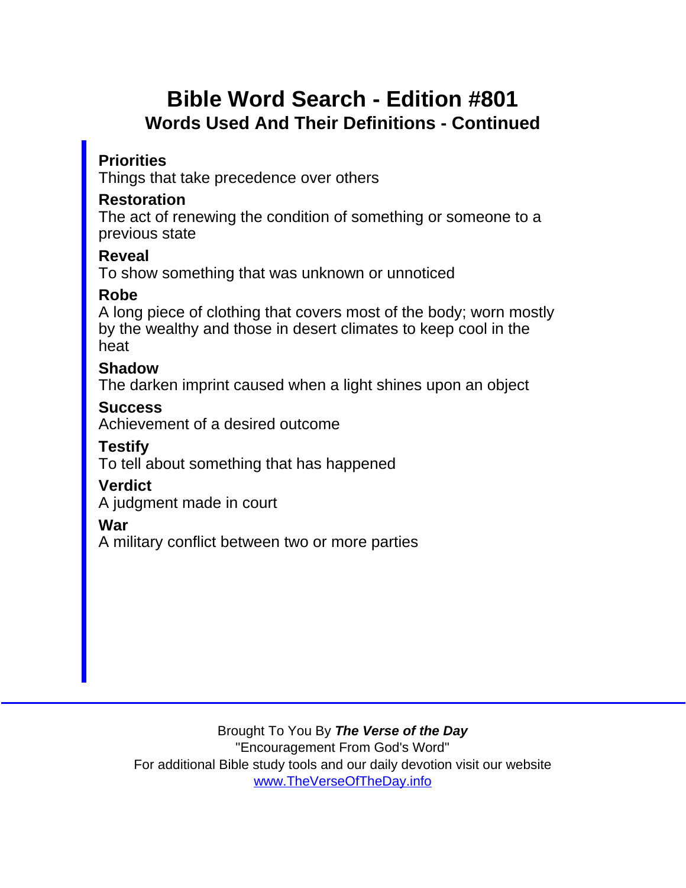# Bible Word Search - Edition #801

## Words Used And Their Definitions - Continued

**Priorities**
Things that take precedence over others

**Restoration**
The act of renewing the condition of something or someone to a previous state

**Reveal**
To show something that was unknown or unnoticed

**Robe**
A long piece of clothing that covers most of the body; worn mostly by the wealthy and those in desert climates to keep cool in the heat

**Shadow**
The darken imprint caused when a light shines upon an object

**Success**
Achievement of a desired outcome

**Testify**
To tell about something that has happened

**Verdict**
A judgment made in court

**War**
A military conflict between two or more parties

---

Brought To You By ***The Verse of the Day***
"Encouragement From God's Word"
For additional Bible study tools and our daily devotion visit our website
[www.TheVerseOfTheDay.info](http://www.TheVerseOfTheDay.info)